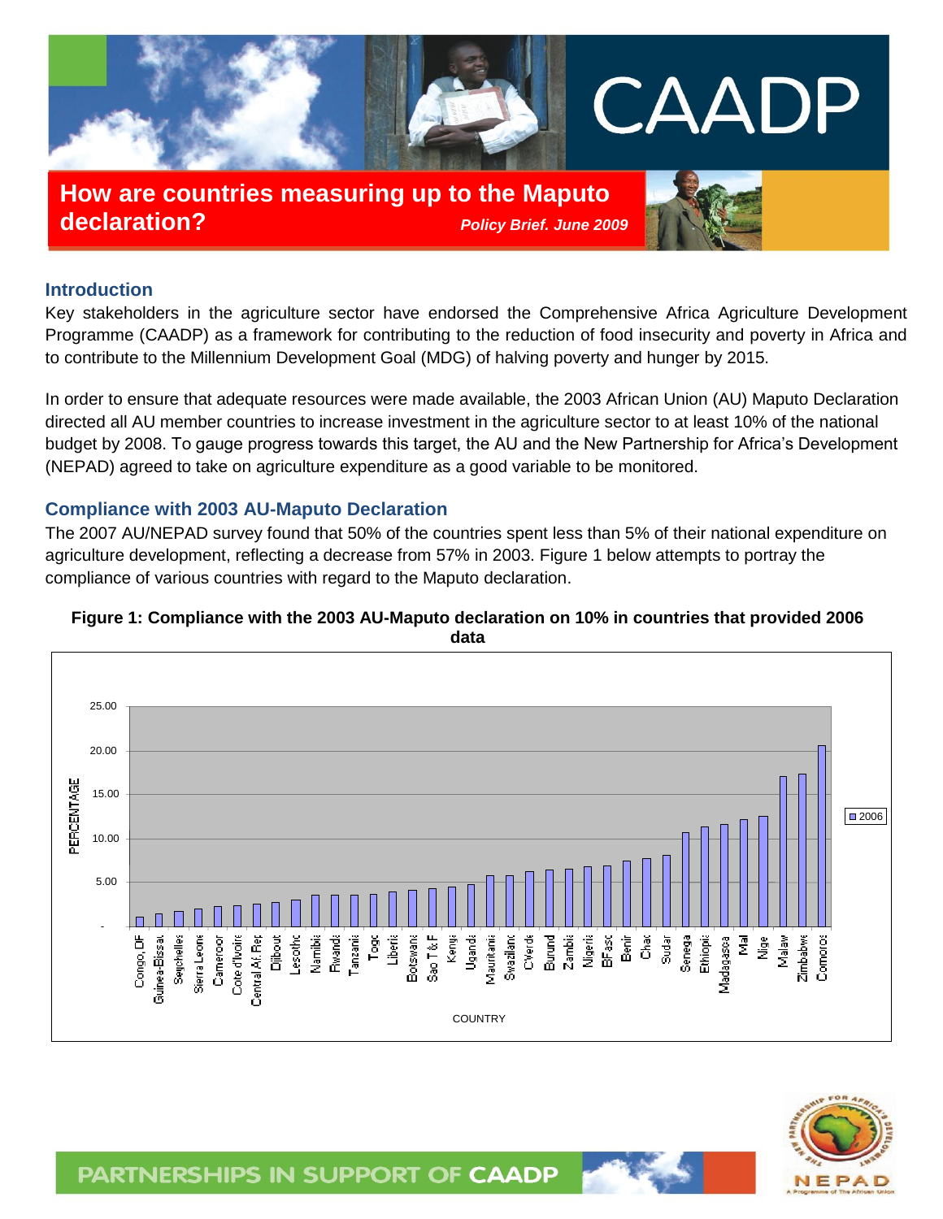# CAADP

## How are countries measuring up to the Maputo declaration?

*Policy Brief. June 2009*

### Introduction

Key stakeholders in the agriculture sector have endorsed the Comprehensive Africa Agriculture Development Programme (CAADP) as a framework for contributing to the reduction of food insecurity and poverty in Africa and to contribute to the Millennium Development Goal (MDG) of halving poverty and hunger by 2015.

In order to ensure that adequate resources were made available, the 2003 African Union (AU) Maputo Declaration directed all AU member countries to increase investment in the agriculture sector to at least 10% of the national budget by 2008. To gauge progress towards this target, the AU and the New Partnership for Africa's Development (NEPAD) agreed to take on agriculture expenditure as a good variable to be monitored.

### Compliance with 2003 AU-Maputo Declaration

The 2007 AU/NEPAD survey found that 50% of the countries spent less than 5% of their national expenditure on agriculture development, reflecting a decrease from 57% in 2003. Figure 1 below attempts to portray the compliance of various countries with regard to the Maputo declaration.

**Figure 1: Compliance with the 2003 AU-Maputo declaration on 10% in countries that provided 2006 data**

PARTNERSHIPS IN SUPPORT OF CAADP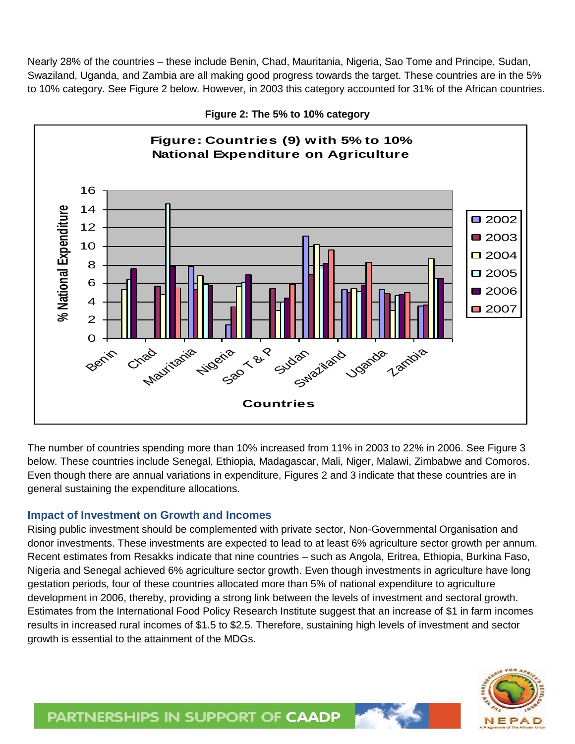Nearly 28% of the countries – these include Benin, Chad, Mauritania, Nigeria, Sao Tome and Principe, Sudan, Swaziland, Uganda, and Zambia are all making good progress towards the target. These countries are in the 5% to 10% category. See Figure 2 below. However, in 2003 this category accounted for 31% of the African countries.

**Figure 2: The 5% to 10% category**

The number of countries spending more than 10% increased from 11% in 2003 to 22% in 2006. See Figure 3 below. These countries include Senegal, Ethiopia, Madagascar, Mali, Niger, Malawi, Zimbabwe and Comoros. Even though there are annual variations in expenditure, Figures 2 and 3 indicate that these countries are in general sustaining the expenditure allocations.

## Impact of Investment on Growth and Incomes

Rising public investment should be complemented with private sector, Non-Governmental Organisation and donor investments. These investments are expected to lead to at least 6% agriculture sector growth per annum. Recent estimates from Resakks indicate that nine countries – such as Angola, Eritrea, Ethiopia, Burkina Faso, Nigeria and Senegal achieved 6% agriculture sector growth. Even though investments in agriculture have long gestation periods, four of these countries allocated more than 5% of national expenditure to agriculture development in 2006, thereby, providing a strong link between the levels of investment and sectoral growth. Estimates from the International Food Policy Research Institute suggest that an increase of $1 in farm incomes results in increased rural incomes of $1.5 to $2.5. Therefore, sustaining high levels of investment and sector growth is essential to the attainment of the MDGs.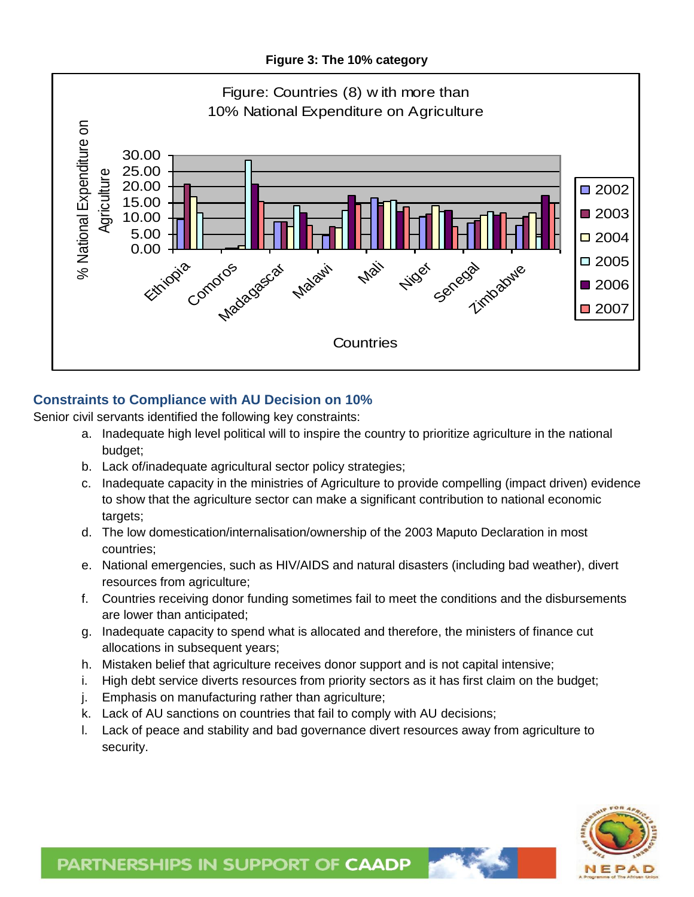**Figure 3: The 10% category**

Figure: Countries (8) with more than 10% National Expenditure on Agriculture

### Constraints to Compliance with AU Decision on 10%

Senior civil servants identified the following key constraints:

a. Inadequate high level political will to inspire the country to prioritize agriculture in the national budget;
b. Lack of/inadequate agricultural sector policy strategies;
c. Inadequate capacity in the ministries of Agriculture to provide compelling (impact driven) evidence to show that the agriculture sector can make a significant contribution to national economic targets;
d. The low domestication/internalisation/ownership of the 2003 Maputo Declaration in most countries;
e. National emergencies, such as HIV/AIDS and natural disasters (including bad weather), divert resources from agriculture;
f. Countries receiving donor funding sometimes fail to meet the conditions and the disbursements are lower than anticipated;
g. Inadequate capacity to spend what is allocated and therefore, the ministers of finance cut allocations in subsequent years;
h. Mistaken belief that agriculture receives donor support and is not capital intensive;
i. High debt service diverts resources from priority sectors as it has first claim on the budget;
j. Emphasis on manufacturing rather than agriculture;
k. Lack of AU sanctions on countries that fail to comply with AU decisions;
l. Lack of peace and stability and bad governance divert resources away from agriculture to security.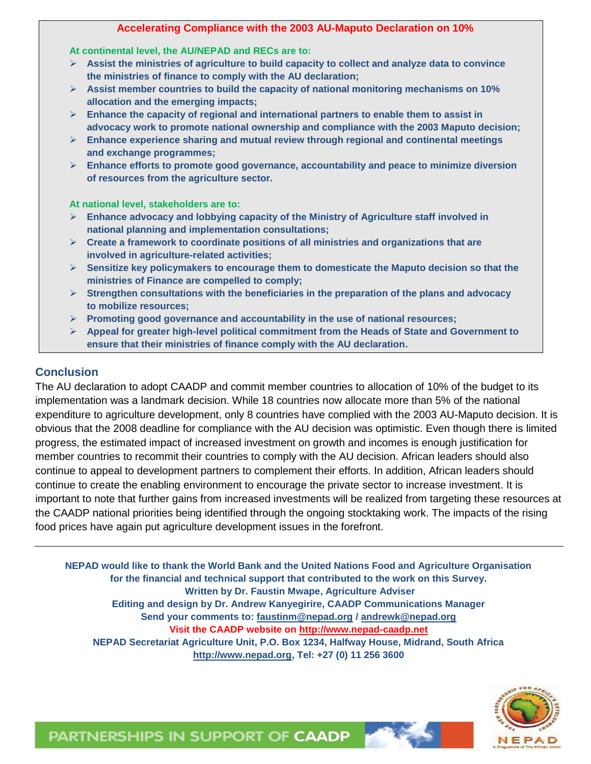**Accelerating Compliance with the 2003 AU-Maputo Declaration on 10%**

**At continental level, the AU/NEPAD and RECs are to:**

- **Assist the ministries of agriculture to build capacity to collect and analyze data to convince the ministries of finance to comply with the AU declaration;**
- **Assist member countries to build the capacity of national monitoring mechanisms on 10% allocation and the emerging impacts;**
- **Enhance the capacity of regional and international partners to enable them to assist in advocacy work to promote national ownership and compliance with the 2003 Maputo decision;**
- **Enhance experience sharing and mutual review through regional and continental meetings and exchange programmes;**
- **Enhance efforts to promote good governance, accountability and peace to minimize diversion of resources from the agriculture sector.**

**At national level, stakeholders are to:**

- **Enhance advocacy and lobbying capacity of the Ministry of Agriculture staff involved in national planning and implementation consultations;**
- **Create a framework to coordinate positions of all ministries and organizations that are involved in agriculture-related activities;**
- **Sensitize key policymakers to encourage them to domesticate the Maputo decision so that the ministries of Finance are compelled to comply;**
- **Strengthen consultations with the beneficiaries in the preparation of the plans and advocacy to mobilize resources;**
- **Promoting good governance and accountability in the use of national resources;**
- **Appeal for greater high-level political commitment from the Heads of State and Government to ensure that their ministries of finance comply with the AU declaration.**

## Conclusion

The AU declaration to adopt CAADP and commit member countries to allocation of 10% of the budget to its implementation was a landmark decision. While 18 countries now allocate more than 5% of the national expenditure to agriculture development, only 8 countries have complied with the 2003 AU-Maputo decision. It is obvious that the 2008 deadline for compliance with the AU decision was optimistic. Even though there is limited progress, the estimated impact of increased investment on growth and incomes is enough justification for member countries to recommit their countries to comply with the AU decision. African leaders should also continue to appeal to development partners to complement their efforts. In addition, African leaders should continue to create the enabling environment to encourage the private sector to increase investment. It is important to note that further gains from increased investments will be realized from targeting these resources at the CAADP national priorities being identified through the ongoing stocktaking work. The impacts of the rising food prices have again put agriculture development issues in the forefront.

---

**NEPAD would like to thank the World Bank and the United Nations Food and Agriculture Organisation for the financial and technical support that contributed to the work on this Survey.**
**Written by Dr. Faustin Mwape, Agriculture Adviser**
**Editing and design by Dr. Andrew Kanyegirire, CAADP Communications Manager**
**Send your comments to: faustinm@nepad.org / andrewk@nepad.org**
**Visit the CAADP website on http://www.nepad-caadp.net**
**NEPAD Secretariat Agriculture Unit, P.O. Box 1234, Halfway House, Midrand, South Africa**
**http://www.nepad.org, Tel: +27 (0) 11 256 3600**

PARTNERSHIPS IN SUPPORT OF CAADP

NEPAD
A Programme of The African Union